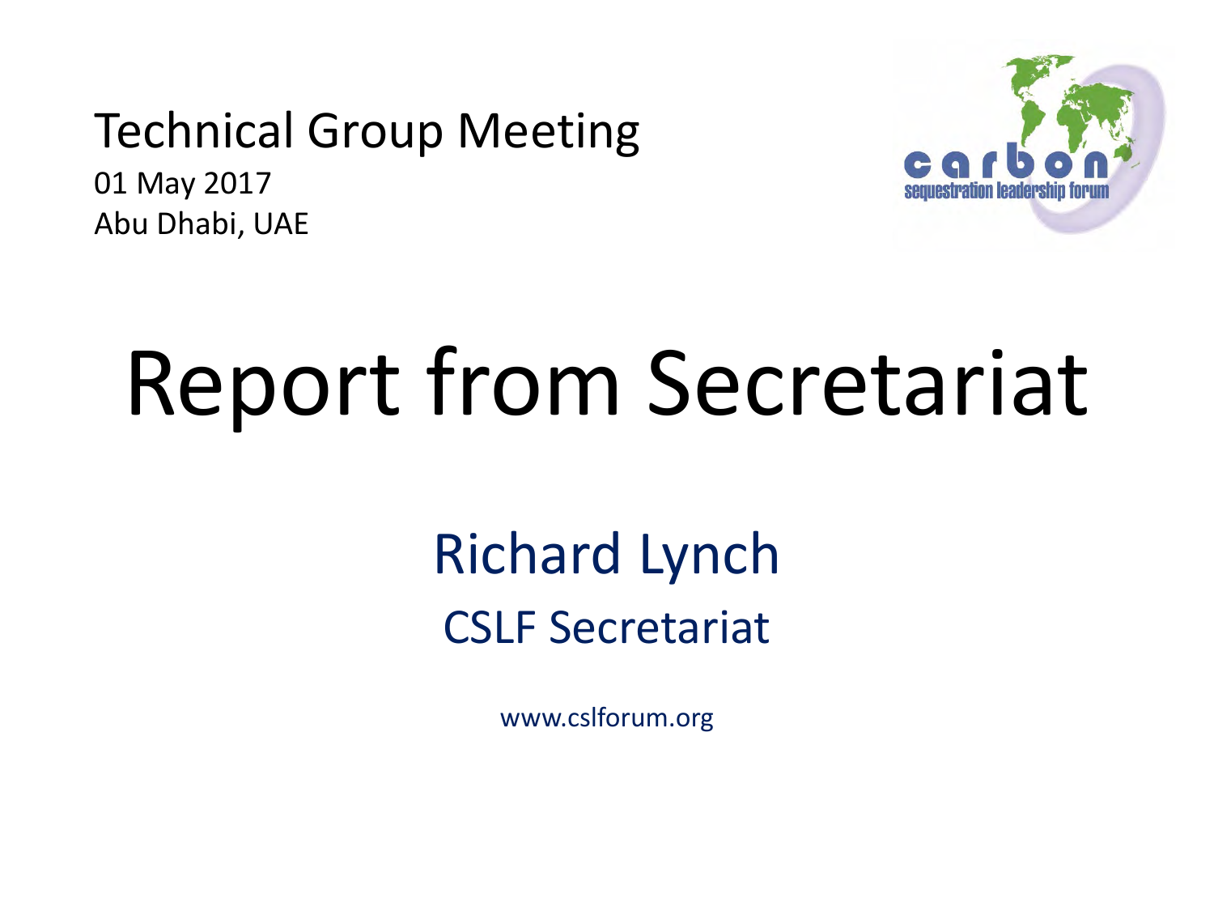Technical Group Meeting

01 May 2017

Abu Dhabi, UAE

# Report from Secretariat

## Richard Lynch

### CSLF Secretariat

www.cslforum.org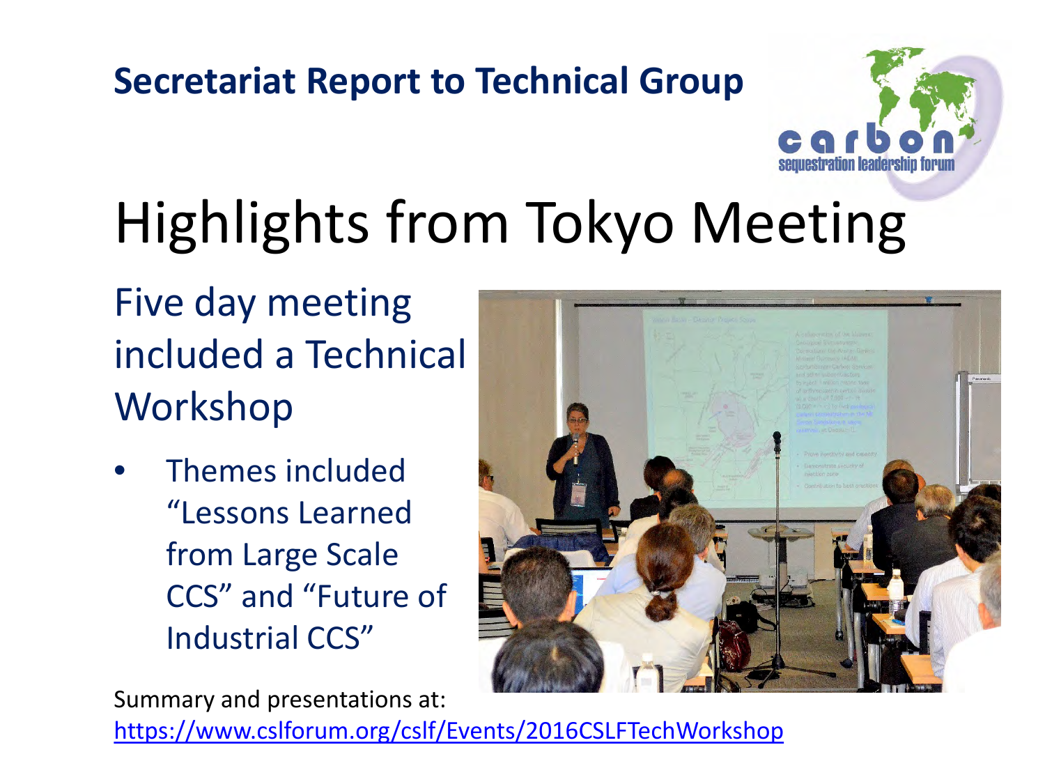**Secretariat Report to Technical Group**

# Highlights from Tokyo Meeting

Five day meeting included a Technical Workshop

- Themes included "Lessons Learned from Large Scale CCS" and "Future of Industrial CCS"

Summary and presentations at:
https://www.cslforum.org/cslf/Events/2016CSLFTechWorkshop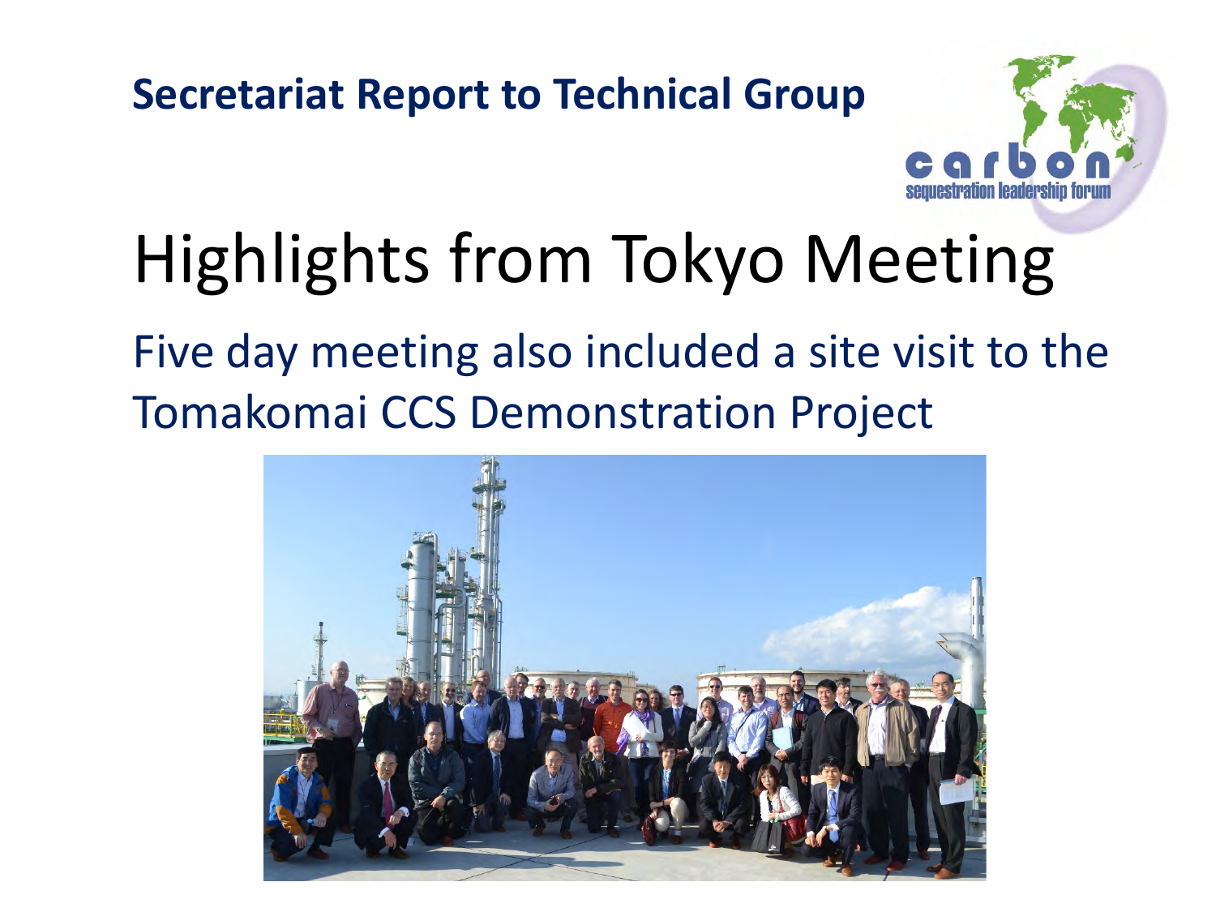**Secretariat Report to Technical Group**

# Highlights from Tokyo Meeting

Five day meeting also included a site visit to the Tomakomai CCS Demonstration Project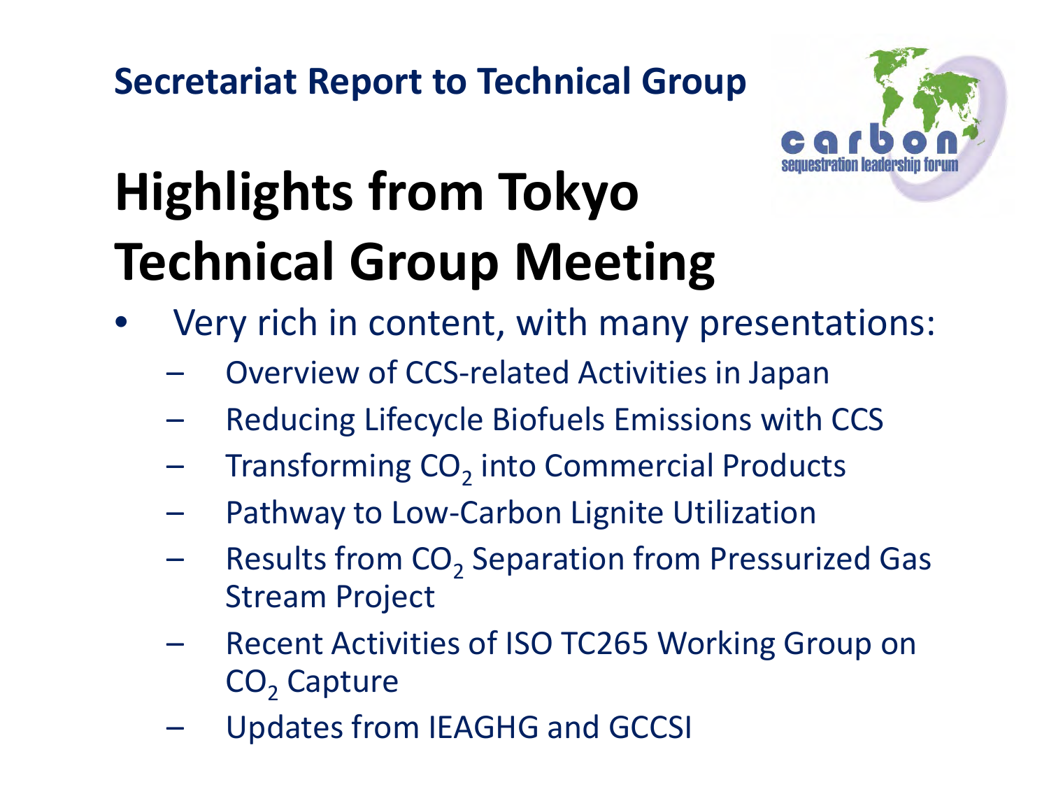## Secretariat Report to Technical Group

# Highlights from Tokyo Technical Group Meeting

- Very rich in content, with many presentations:
  - Overview of CCS-related Activities in Japan
  - Reducing Lifecycle Biofuels Emissions with CCS
  - Transforming $CO_2$ into Commercial Products
  - Pathway to Low-Carbon Lignite Utilization
  - Results from $CO_2$ Separation from Pressurized Gas Stream Project
  - Recent Activities of ISO TC265 Working Group on $CO_2$ Capture
  - Updates from IEAGHG and GCCSI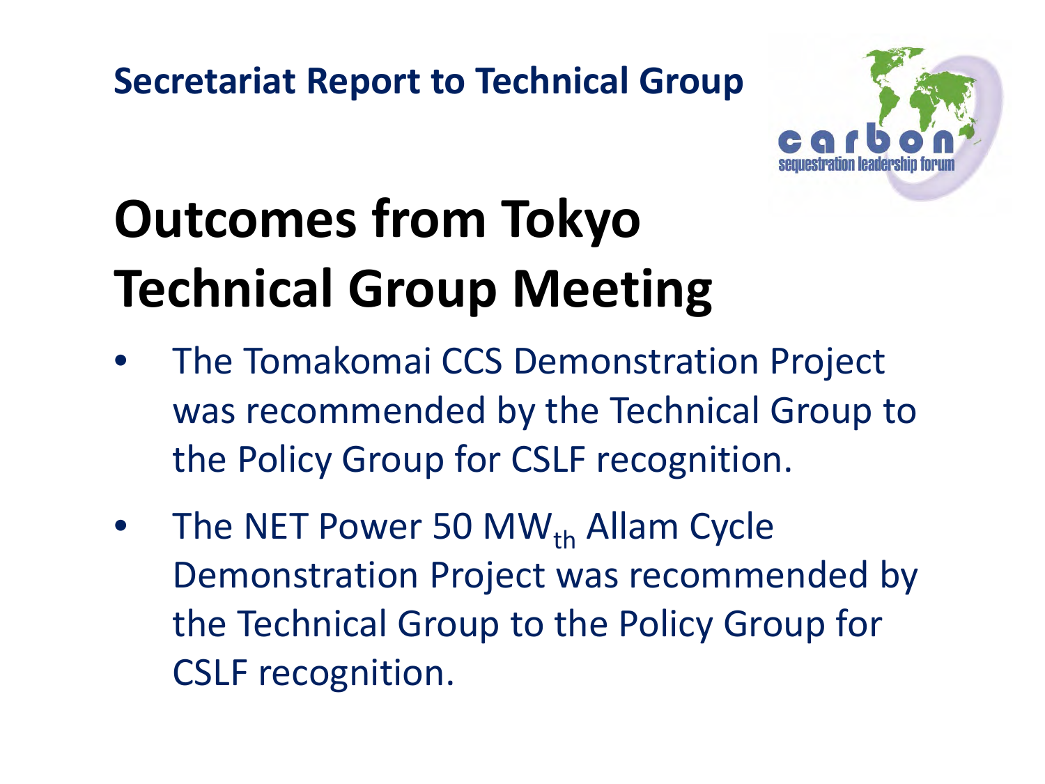Secretariat Report to Technical Group

# Outcomes from Tokyo Technical Group Meeting

- The Tomakomai CCS Demonstration Project was recommended by the Technical Group to the Policy Group for CSLF recognition.
- The NET Power 50 $MW_{th}$ Allam Cycle Demonstration Project was recommended by the Technical Group to the Policy Group for CSLF recognition.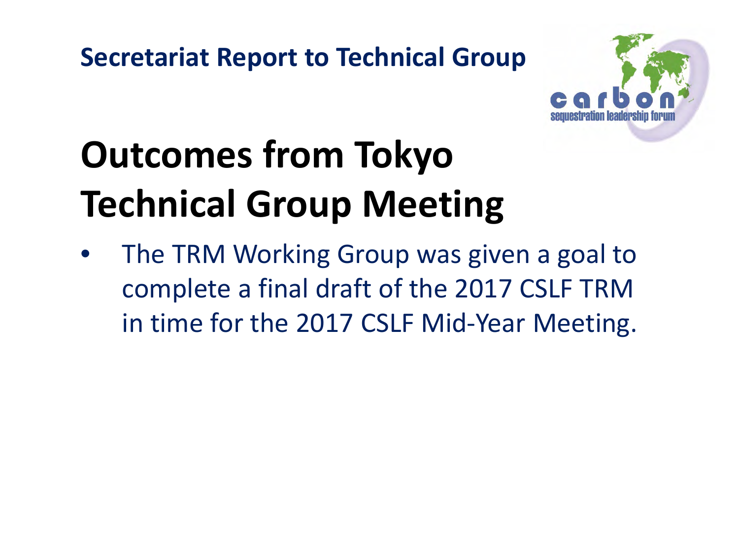Secretariat Report to Technical Group

# Outcomes from Tokyo Technical Group Meeting

- The TRM Working Group was given a goal to complete a final draft of the 2017 CSLF TRM in time for the 2017 CSLF Mid-Year Meeting.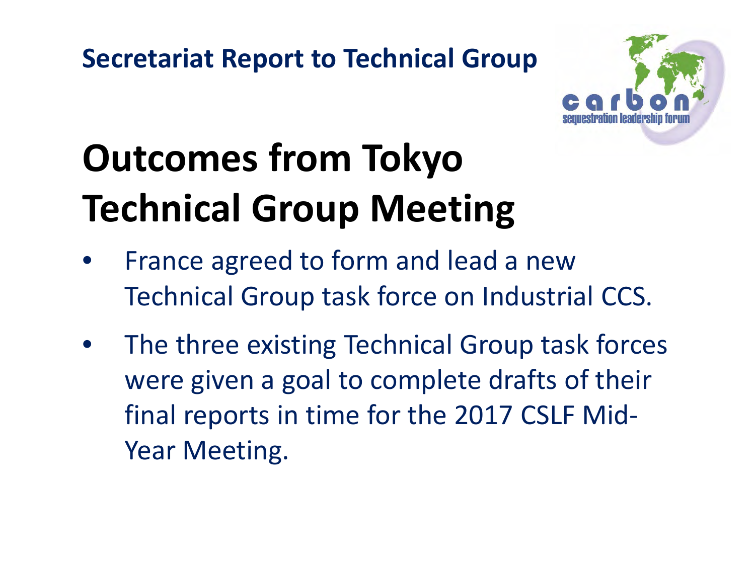Secretariat Report to Technical Group

# Outcomes from Tokyo Technical Group Meeting

- France agreed to form and lead a new Technical Group task force on Industrial CCS.
- The three existing Technical Group task forces were given a goal to complete drafts of their final reports in time for the 2017 CSLF Mid-Year Meeting.